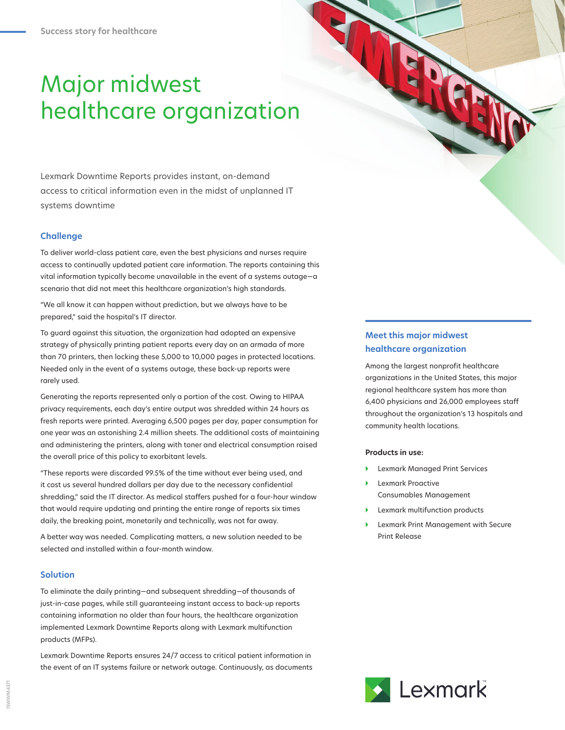Success story for healthcare

# Major midwest healthcare organization

Lexmark Downtime Reports provides instant, on-demand access to critical information even in the midst of unplanned IT systems downtime

## Challenge

To deliver world-class patient care, even the best physicians and nurses require access to continually updated patient care information. The reports containing this vital information typically become unavailable in the event of a systems outage—a scenario that did not meet this healthcare organization's high standards.

"We all know it can happen without prediction, but we always have to be prepared," said the hospital's IT director.

To guard against this situation, the organization had adopted an expensive strategy of physically printing patient reports every day on an armada of more than 70 printers, then locking these 5,000 to 10,000 pages in protected locations. Needed only in the event of a systems outage, these back-up reports were rarely used.

Generating the reports represented only a portion of the cost. Owing to HIPAA privacy requirements, each day's entire output was shredded within 24 hours as fresh reports were printed. Averaging 6,500 pages per day, paper consumption for one year was an astonishing 2.4 million sheets. The additional costs of maintaining and administering the printers, along with toner and electrical consumption raised the overall price of this policy to exorbitant levels.

"These reports were discarded 99.5% of the time without ever being used, and it cost us several hundred dollars per day due to the necessary confidential shredding," said the IT director. As medical staffers pushed for a four-hour window that would require updating and printing the entire range of reports six times daily, the breaking point, monetarily and technically, was not far away.

A better way was needed. Complicating matters, a new solution needed to be selected and installed within a four-month window.

## Solution

To eliminate the daily printing—and subsequent shredding—of thousands of just-in-case pages, while still guaranteeing instant access to back-up reports containing information no older than four hours, the healthcare organization implemented Lexmark Downtime Reports along with Lexmark multifunction products (MFPs).

Lexmark Downtime Reports ensures 24/7 access to critical patient information in the event of an IT systems failure or network outage. Continuously, as documents

## Meet this major midwest healthcare organization

Among the largest nonprofit healthcare organizations in the United States, this major regional healthcare system has more than 6,400 physicians and 26,000 employees staff throughout the organization's 13 hospitals and community health locations.

**Products in use:**

- Lexmark Managed Print Services
- Lexmark Proactive Consumables Management
- Lexmark multifunction products
- Lexmark Print Management with Secure Print Release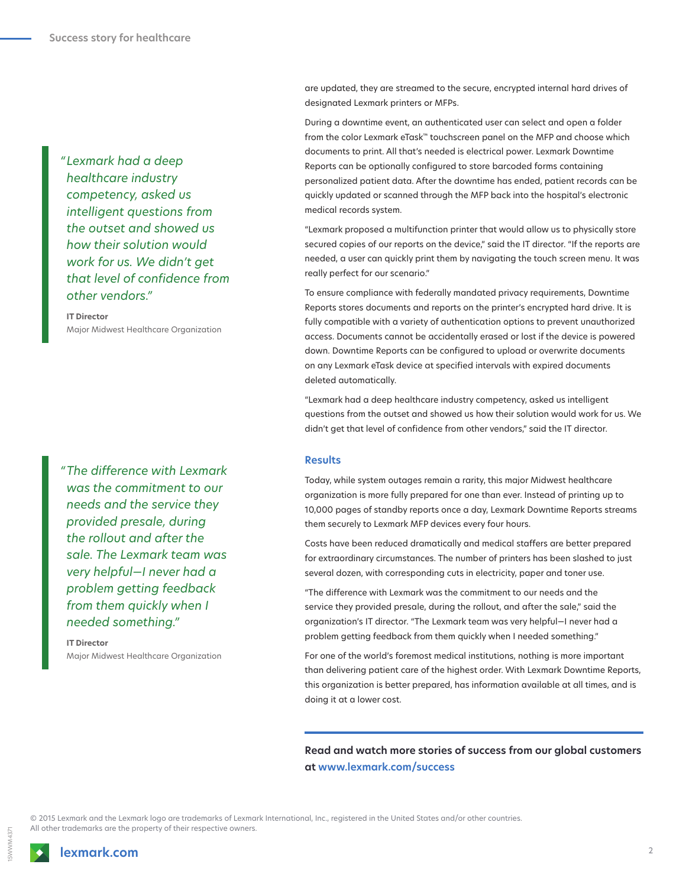> *"Lexmark had a deep healthcare industry competency, asked us intelligent questions from the outset and showed us how their solution would work for us. We didn't get that level of confidence from other vendors."*
>
> **IT Director**
> Major Midwest Healthcare Organization

> *"The difference with Lexmark was the commitment to our needs and the service they provided presale, during the rollout and after the sale. The Lexmark team was very helpful—I never had a problem getting feedback from them quickly when I needed something."*
>
> **IT Director**
> Major Midwest Healthcare Organization

are updated, they are streamed to the secure, encrypted internal hard drives of designated Lexmark printers or MFPs.

During a downtime event, an authenticated user can select and open a folder from the color Lexmark eTask™ touchscreen panel on the MFP and choose which documents to print. All that's needed is electrical power. Lexmark Downtime Reports can be optionally configured to store barcoded forms containing personalized patient data. After the downtime has ended, patient records can be quickly updated or scanned through the MFP back into the hospital's electronic medical records system.

"Lexmark proposed a multifunction printer that would allow us to physically store secured copies of our reports on the device," said the IT director. "If the reports are needed, a user can quickly print them by navigating the touch screen menu. It was really perfect for our scenario."

To ensure compliance with federally mandated privacy requirements, Downtime Reports stores documents and reports on the printer's encrypted hard drive. It is fully compatible with a variety of authentication options to prevent unauthorized access. Documents cannot be accidentally erased or lost if the device is powered down. Downtime Reports can be configured to upload or overwrite documents on any Lexmark eTask device at specified intervals with expired documents deleted automatically.

"Lexmark had a deep healthcare industry competency, asked us intelligent questions from the outset and showed us how their solution would work for us. We didn't get that level of confidence from other vendors," said the IT director.

## Results

Today, while system outages remain a rarity, this major Midwest healthcare organization is more fully prepared for one than ever. Instead of printing up to 10,000 pages of standby reports once a day, Lexmark Downtime Reports streams them securely to Lexmark MFP devices every four hours.

Costs have been reduced dramatically and medical staffers are better prepared for extraordinary circumstances. The number of printers has been slashed to just several dozen, with corresponding cuts in electricity, paper and toner use.

"The difference with Lexmark was the commitment to our needs and the service they provided presale, during the rollout, and after the sale," said the organization's IT director. "The Lexmark team was very helpful—I never had a problem getting feedback from them quickly when I needed something."

For one of the world's foremost medical institutions, nothing is more important than delivering patient care of the highest order. With Lexmark Downtime Reports, this organization is better prepared, has information available at all times, and is doing it at a lower cost.

**Read and watch more stories of success from our global customers at www.lexmark.com/success**

© 2015 Lexmark and the Lexmark logo are trademarks of Lexmark International, Inc., registered in the United States and/or other countries. All other trademarks are the property of their respective owners.

15WWM4371

lexmark.com